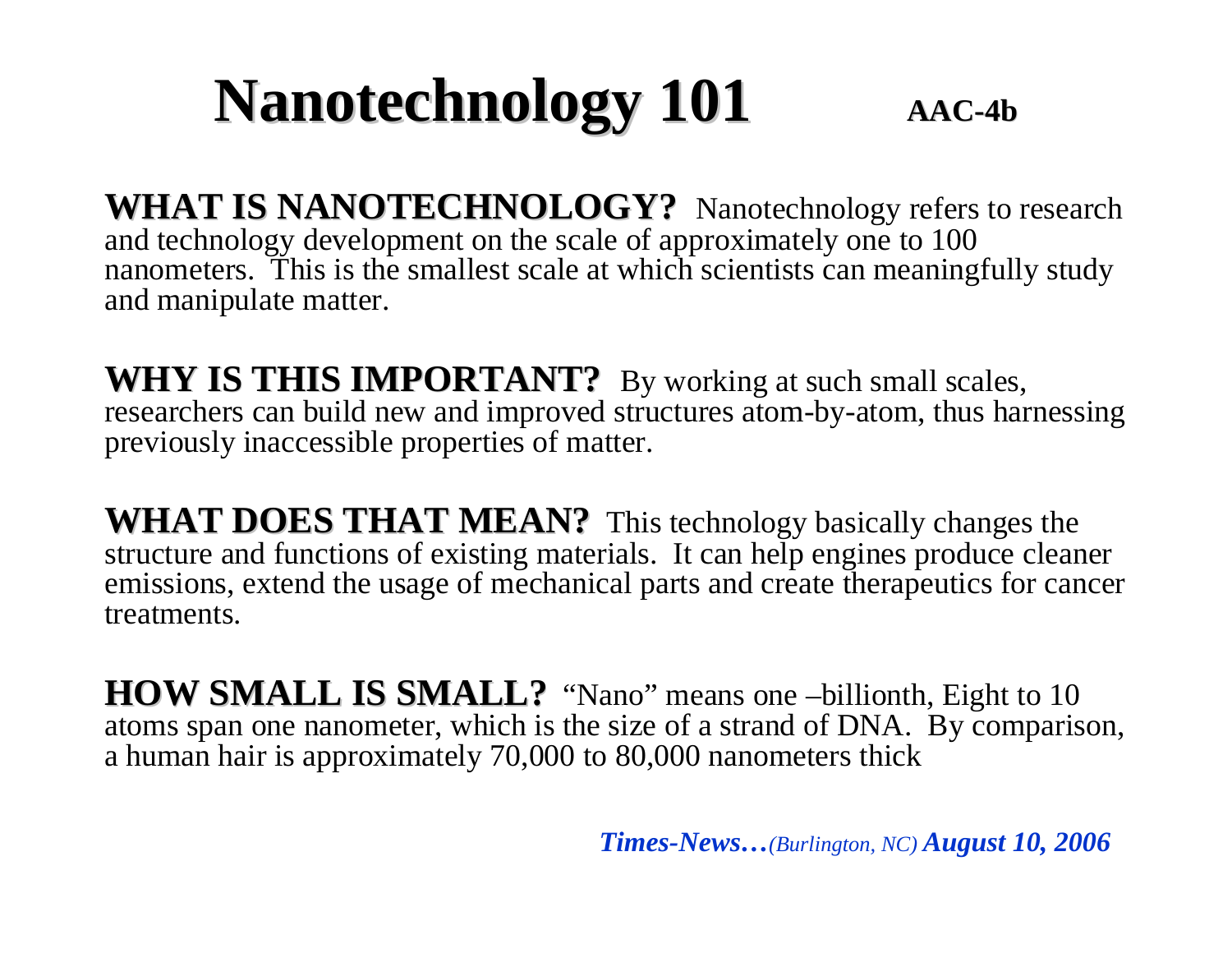# Nanotechnology 101 **AAC-4b**

**WHAT IS NANOTECHNOLOGY?** Nanotechnology refers to research and technology development on the scale of approximately one to 100 nanometers. This is the smallest scale at which scientists can meaningfully study and manipulate matter.

**WHY IS THIS IMPORTANT?** By working at such small scales, researchers can build new and improved structures atom-by-atom, thus harnessing previously inaccessible properties of matter.

**WHAT DOES THAT MEAN?** This technology basically changes the structure and functions of existing materials. It can help engines produce cleaner emissions, extend the usage of mechanical parts and create therapeutics for cancer treatments.

**HOW SMALL IS SMALL?** "Nano" means one –billionth, Eight to 10 atoms span one nanometer, which is the size of a strand of DNA. By comparison, a human hair is approximately 70,000 to 80,000 nanometers thick

***Times-News…****(Burlington, NC)* ***August 10, 2006***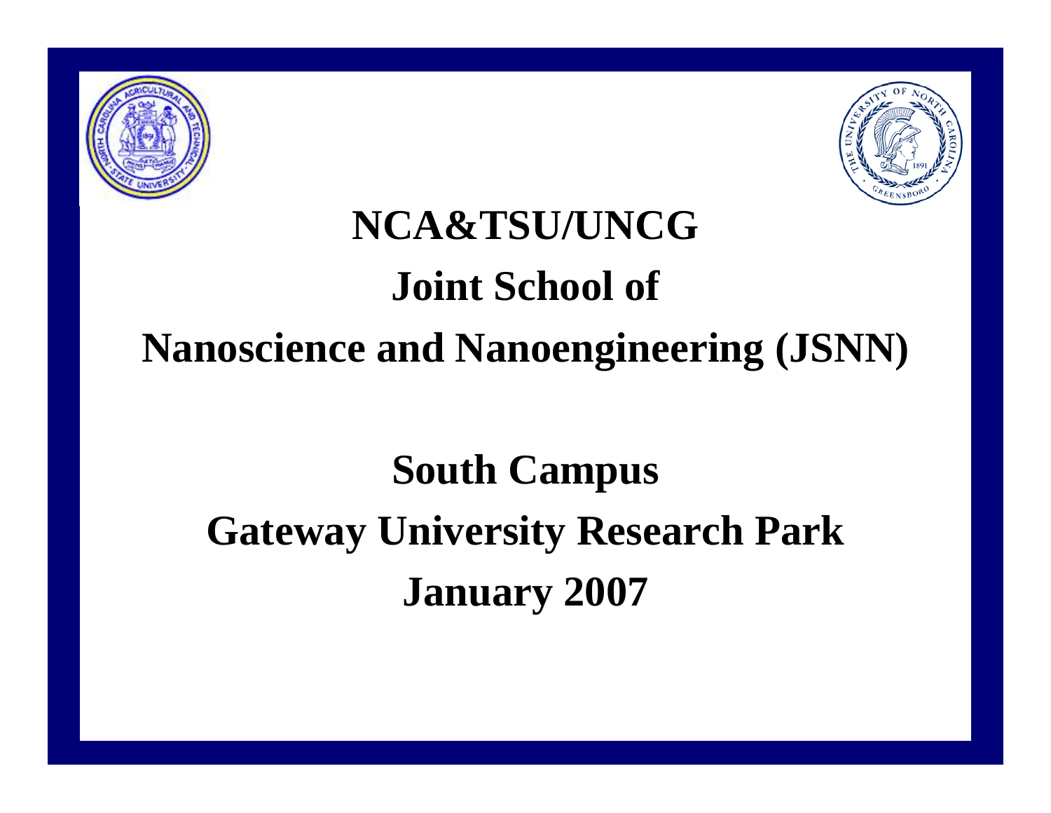# NCA&TSU/UNCG

# Joint School of

# Nanoscience and Nanoengineering (JSNN)

## South Campus

## Gateway University Research Park

## January 2007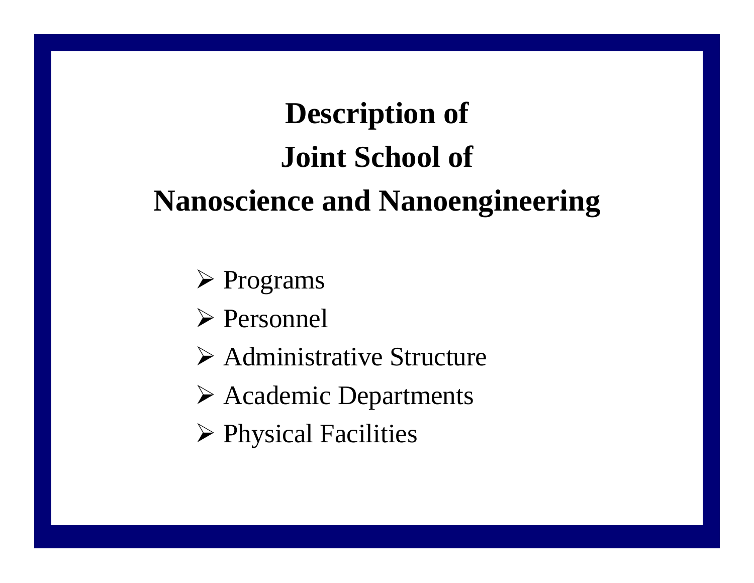# Description of Joint School of Nanoscience and Nanoengineering

- Programs
- Personnel
- Administrative Structure
- Academic Departments
- Physical Facilities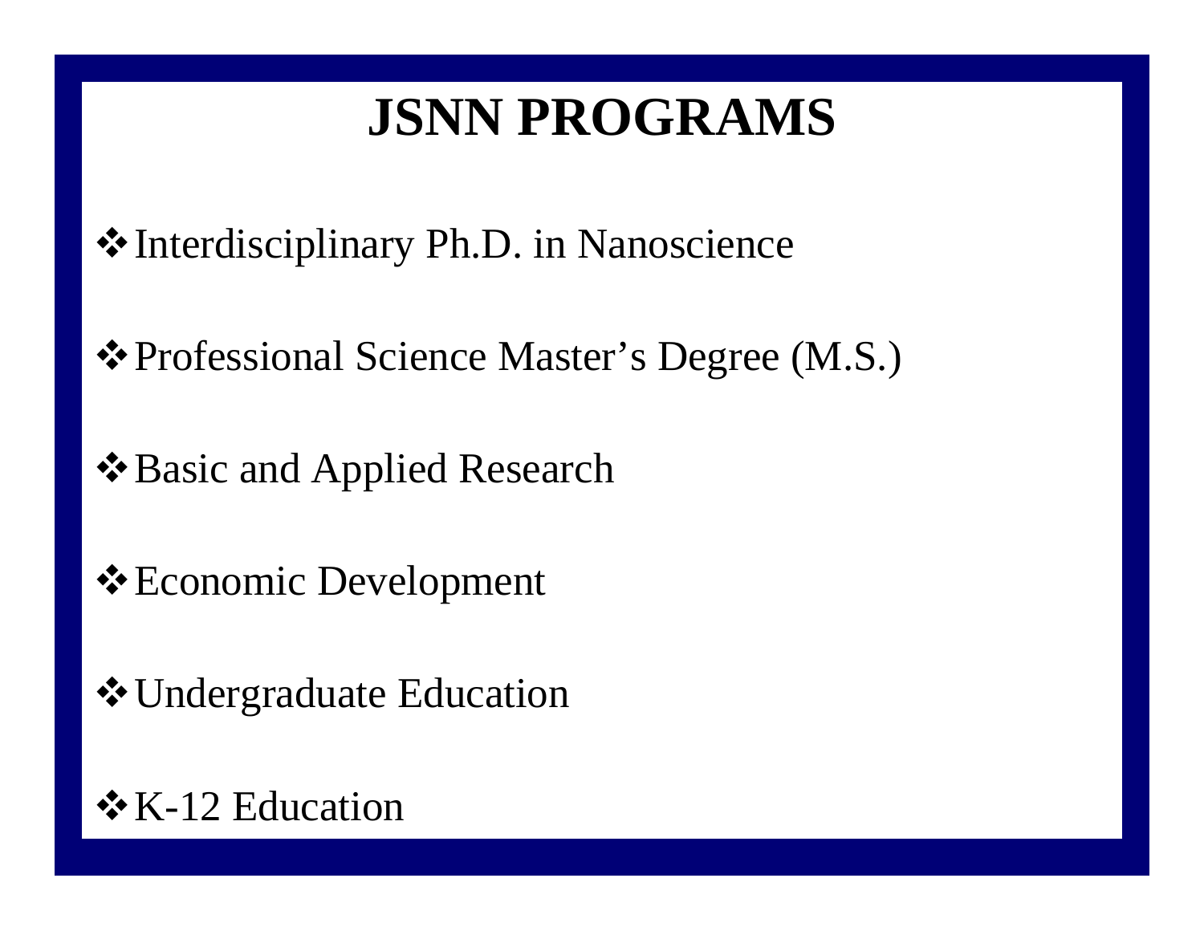# JSNN PROGRAMS

- Interdisciplinary Ph.D. in Nanoscience
- Professional Science Master's Degree (M.S.)
- Basic and Applied Research
- Economic Development
- Undergraduate Education
- K-12 Education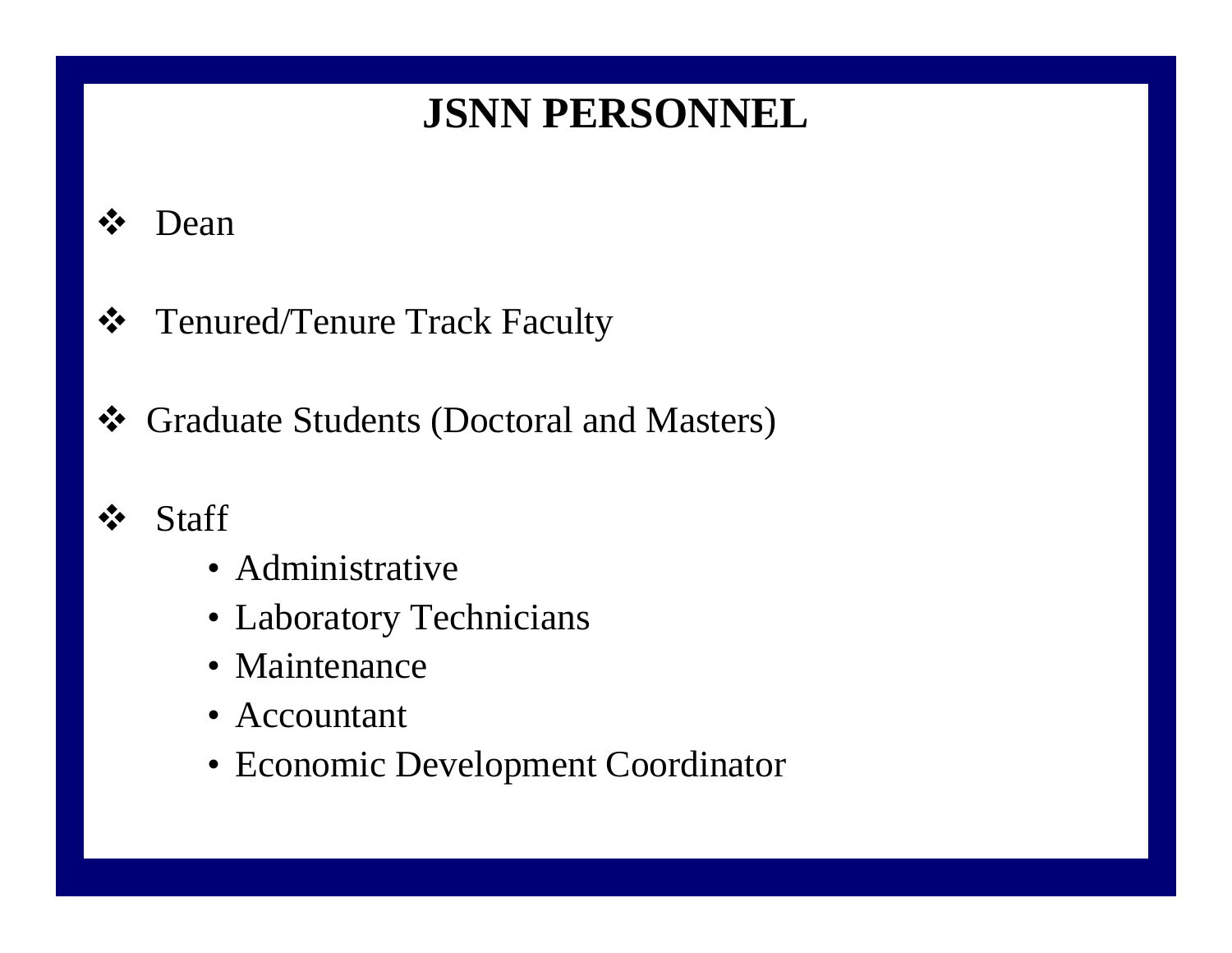# JSNN PERSONNEL

- Dean

- Tenured/Tenure Track Faculty

- Graduate Students (Doctoral and Masters)

- Staff
  - Administrative
  - Laboratory Technicians
  - Maintenance
  - Accountant
  - Economic Development Coordinator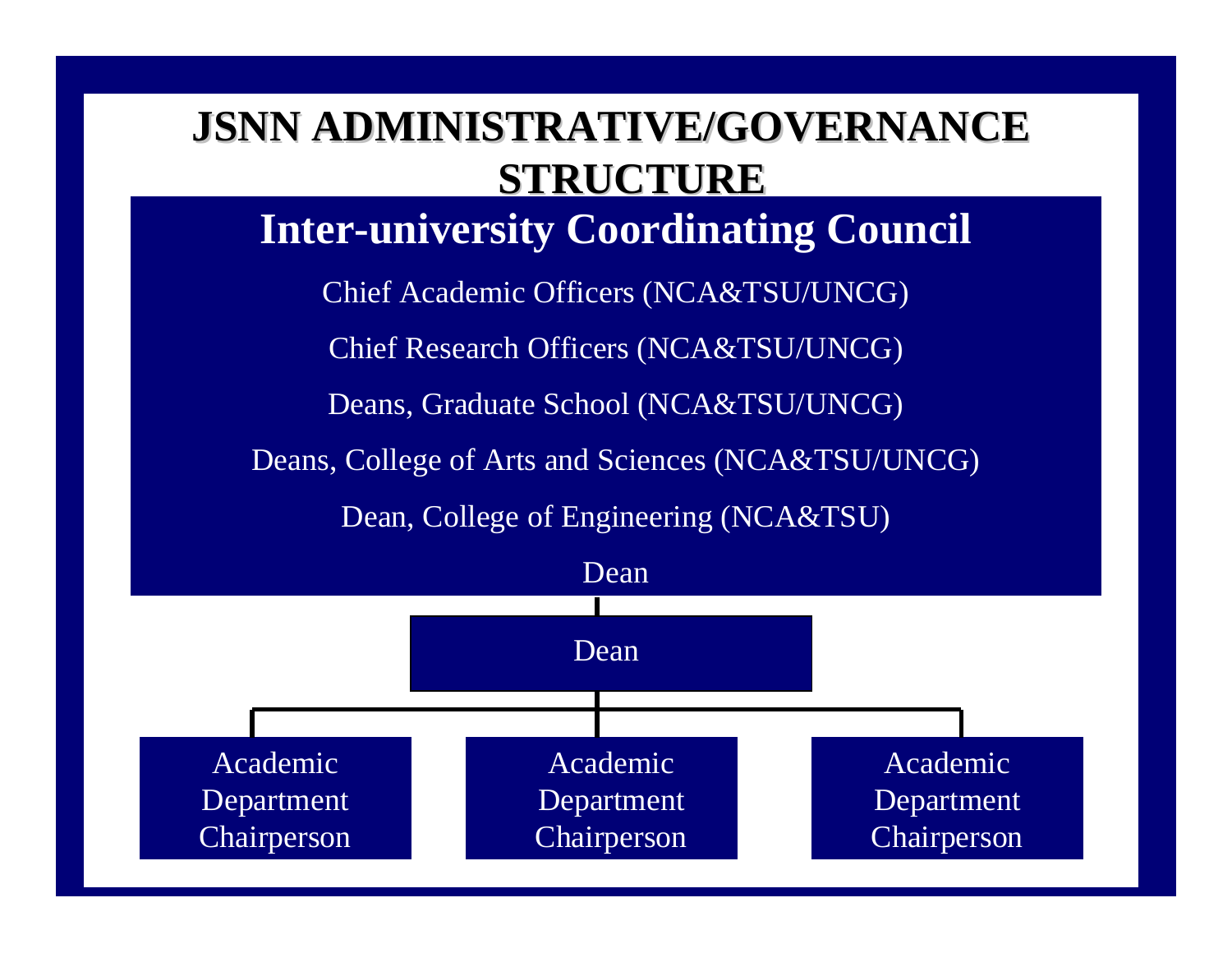# JSNN ADMINISTRATIVE/GOVERNANCE STRUCTURE

## Inter-university Coordinating Council

Chief Academic Officers (NCA&TSU/UNCG)

Chief Research Officers (NCA&TSU/UNCG)

Deans, Graduate School (NCA&TSU/UNCG)

Deans, College of Arts and Sciences (NCA&TSU/UNCG)

Dean, College of Engineering (NCA&TSU)

Dean

**Dean**

- Academic Department Chairperson
- Academic Department Chairperson
- Academic Department Chairperson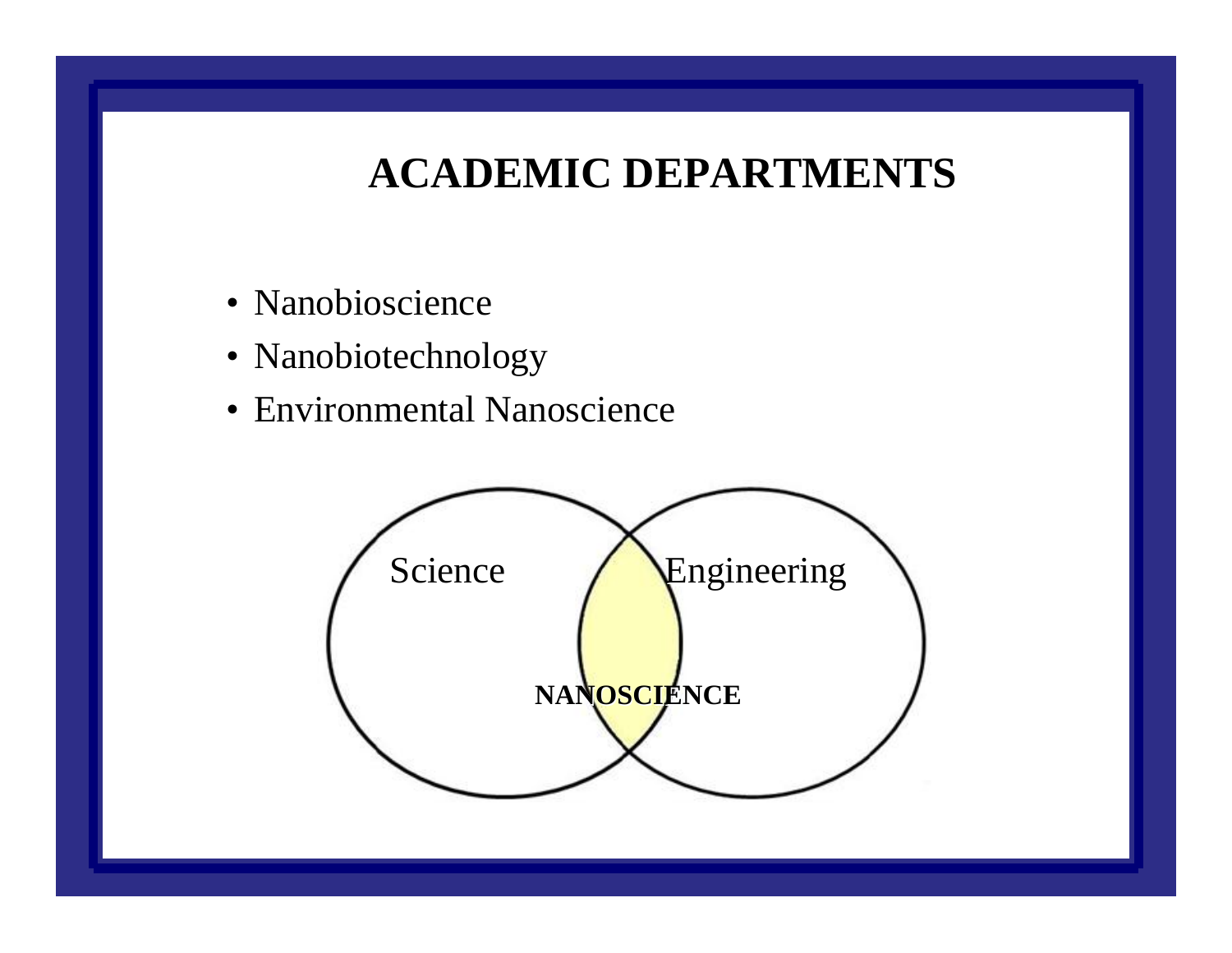# ACADEMIC DEPARTMENTS

- Nanobioscience
- Nanobiotechnology
- Environmental Nanoscience

Science

Engineering

**NANOSCIENCE**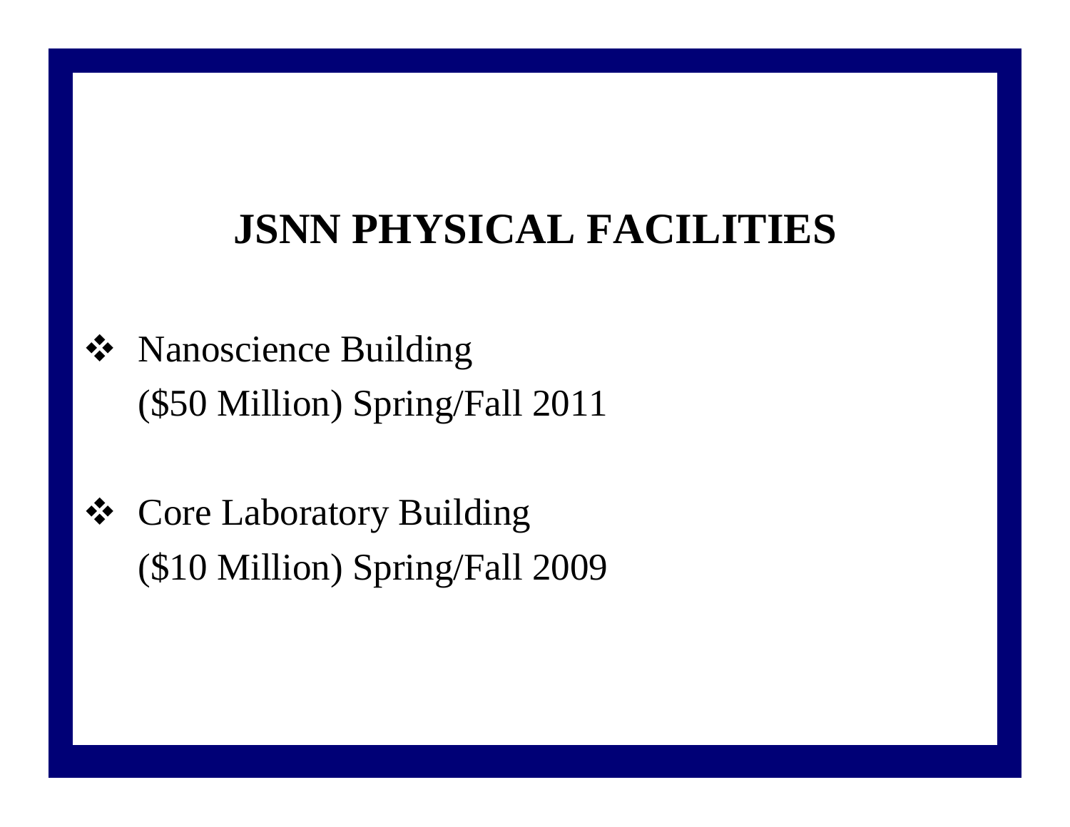# JSNN PHYSICAL FACILITIES

- Nanoscience Building
  ($50 Million) Spring/Fall 2011

- Core Laboratory Building
  ($10 Million) Spring/Fall 2009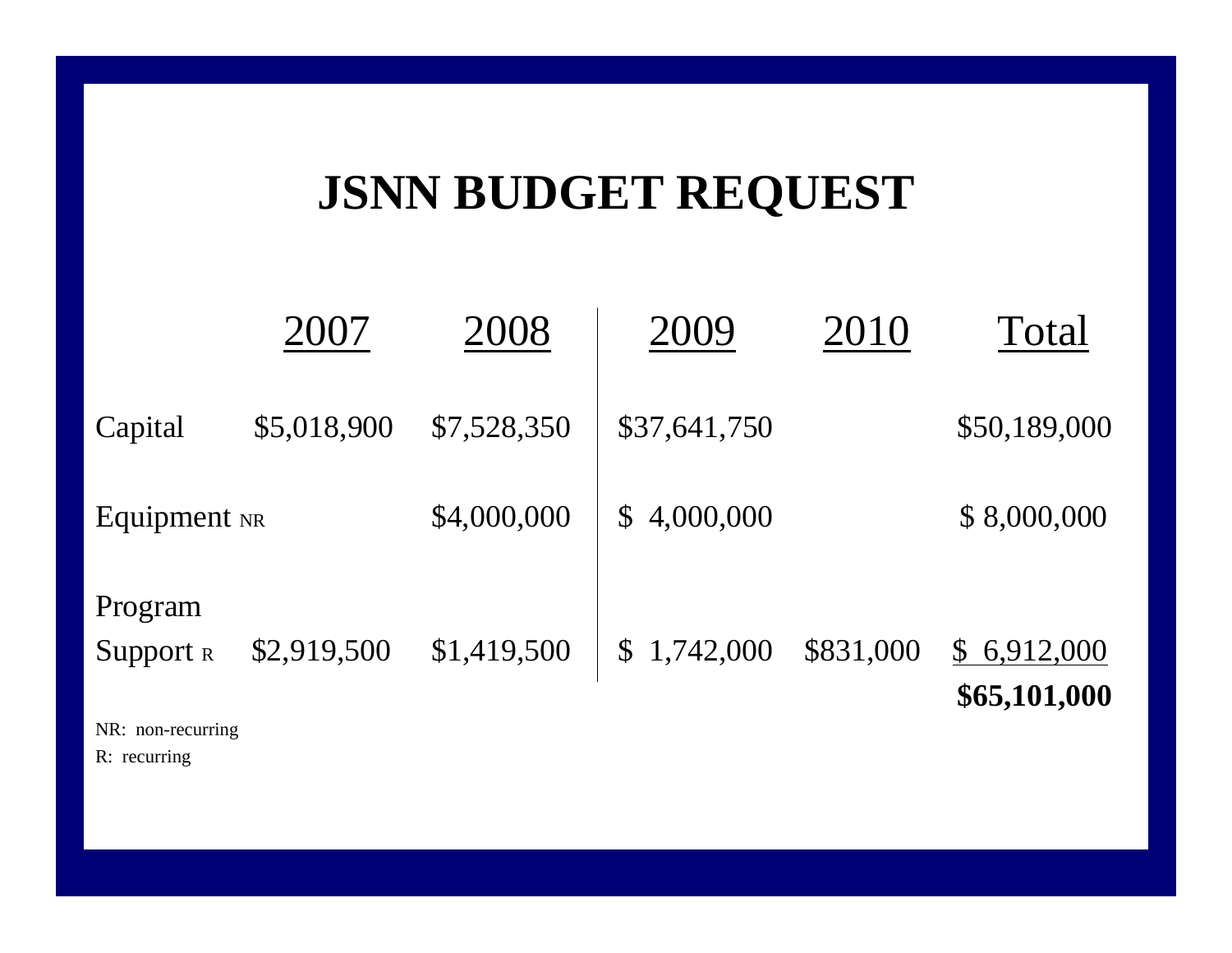# JSNN BUDGET REQUEST

| | 2007 | 2008 | 2009 | 2010 | Total |
|---|---|---|---|---|---|
| Capital | $5,018,900 | $7,528,350 | $37,641,750 | | $50,189,000 |
| Equipment NR | | $4,000,000 | $ 4,000,000 | | $ 8,000,000 |
| Program Support R | $2,919,500 | $1,419,500 | $ 1,742,000 | $831,000 | $ 6,912,000 |
| | | | | | **$65,101,000** |

NR: non-recurring

R: recurring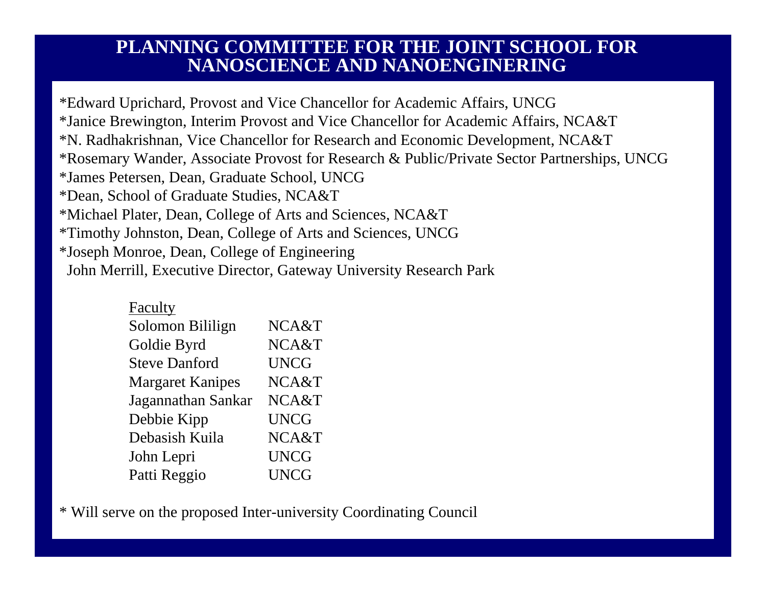# PLANNING COMMITTEE FOR THE JOINT SCHOOL FOR NANOSCIENCE AND NANOENGINERING

*Edward Uprichard, Provost and Vice Chancellor for Academic Affairs, UNCG
*Janice Brewington, Interim Provost and Vice Chancellor for Academic Affairs, NCA&T
*N. Radhakrishnan, Vice Chancellor for Research and Economic Development, NCA&T
*Rosemary Wander, Associate Provost for Research & Public/Private Sector Partnerships, UNCG
*James Petersen, Dean, Graduate School, UNCG
*Dean, School of Graduate Studies, NCA&T
*Michael Plater, Dean, College of Arts and Sciences, NCA&T
*Timothy Johnston, Dean, College of Arts and Sciences, UNCG
*Joseph Monroe, Dean, College of Engineering
John Merrill, Executive Director, Gateway University Research Park

| Faculty | |
|---|---|
| Solomon Bililign | NCA&T |
| Goldie Byrd | NCA&T |
| Steve Danford | UNCG |
| Margaret Kanipes | NCA&T |
| Jagannathan Sankar | NCA&T |
| Debbie Kipp | UNCG |
| Debasish Kuila | NCA&T |
| John Lepri | UNCG |
| Patti Reggio | UNCG |

* Will serve on the proposed Inter-university Coordinating Council